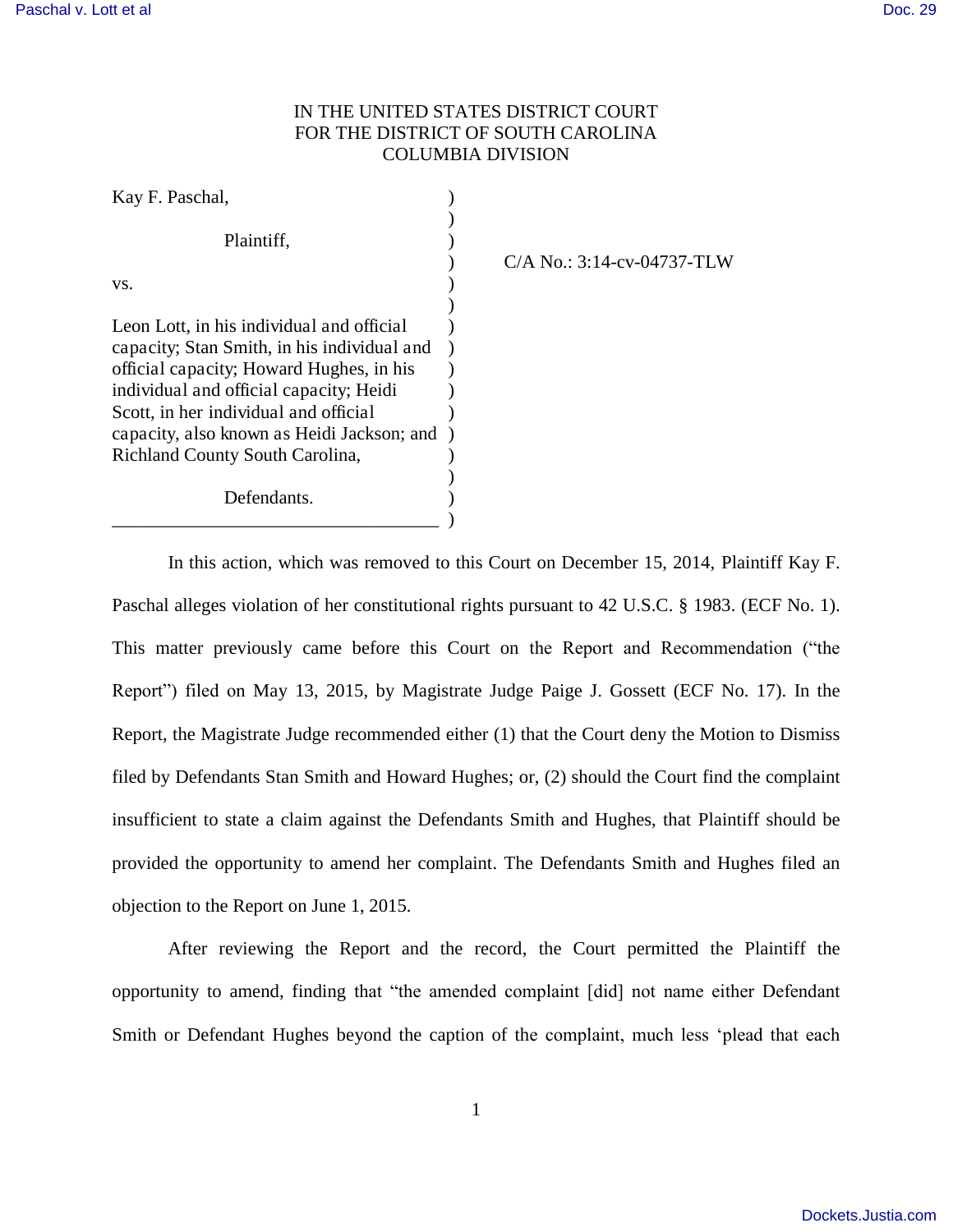IN THE UNITED STATES DISTRICT COURT
FOR THE DISTRICT OF SOUTH CAROLINA
COLUMBIA DIVISION

| | | |
|---|---|---|
| Kay F. Paschal,<br><br>Plaintiff,<br><br>vs.<br><br>Leon Lott, in his individual and official capacity; Stan Smith, in his individual and official capacity; Howard Hughes, in his individual and official capacity; Heidi Scott, in her individual and official capacity, also known as Heidi Jackson; and Richland County South Carolina,<br><br>Defendants. | ) | C/A No.: 3:14-cv-04737-TLW |

In this action, which was removed to this Court on December 15, 2014, Plaintiff Kay F. Paschal alleges violation of her constitutional rights pursuant to 42 U.S.C. § 1983. (ECF No. 1). This matter previously came before this Court on the Report and Recommendation ("the Report") filed on May 13, 2015, by Magistrate Judge Paige J. Gossett (ECF No. 17). In the Report, the Magistrate Judge recommended either (1) that the Court deny the Motion to Dismiss filed by Defendants Stan Smith and Howard Hughes; or, (2) should the Court find the complaint insufficient to state a claim against the Defendants Smith and Hughes, that Plaintiff should be provided the opportunity to amend her complaint. The Defendants Smith and Hughes filed an objection to the Report on June 1, 2015.

After reviewing the Report and the record, the Court permitted the Plaintiff the opportunity to amend, finding that "the amended complaint [did] not name either Defendant Smith or Defendant Hughes beyond the caption of the complaint, much less 'plead that each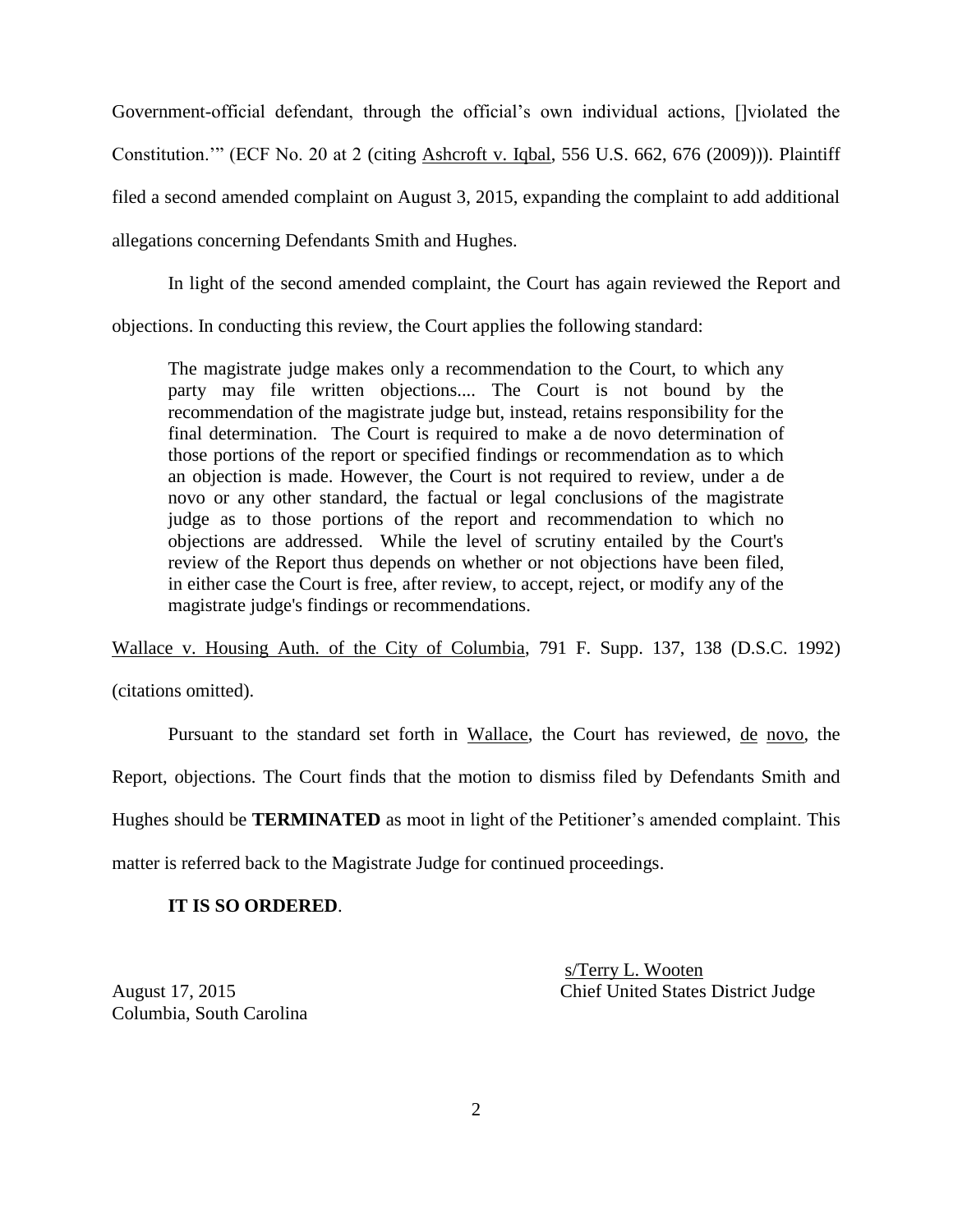Government-official defendant, through the official's own individual actions, []violated the Constitution.'" (ECF No. 20 at 2 (citing Ashcroft v. Iqbal, 556 U.S. 662, 676 (2009))). Plaintiff filed a second amended complaint on August 3, 2015, expanding the complaint to add additional allegations concerning Defendants Smith and Hughes.

In light of the second amended complaint, the Court has again reviewed the Report and objections. In conducting this review, the Court applies the following standard:

> The magistrate judge makes only a recommendation to the Court, to which any party may file written objections.... The Court is not bound by the recommendation of the magistrate judge but, instead, retains responsibility for the final determination. The Court is required to make a de novo determination of those portions of the report or specified findings or recommendation as to which an objection is made. However, the Court is not required to review, under a de novo or any other standard, the factual or legal conclusions of the magistrate judge as to those portions of the report and recommendation to which no objections are addressed. While the level of scrutiny entailed by the Court's review of the Report thus depends on whether or not objections have been filed, in either case the Court is free, after review, to accept, reject, or modify any of the magistrate judge's findings or recommendations.

Wallace v. Housing Auth. of the City of Columbia, 791 F. Supp. 137, 138 (D.S.C. 1992) (citations omitted).

Pursuant to the standard set forth in Wallace, the Court has reviewed, de novo, the Report, objections. The Court finds that the motion to dismiss filed by Defendants Smith and Hughes should be **TERMINATED** as moot in light of the Petitioner's amended complaint. This matter is referred back to the Magistrate Judge for continued proceedings.

**IT IS SO ORDERED**.

s/Terry L. Wooten
Chief United States District Judge

August 17, 2015
Columbia, South Carolina